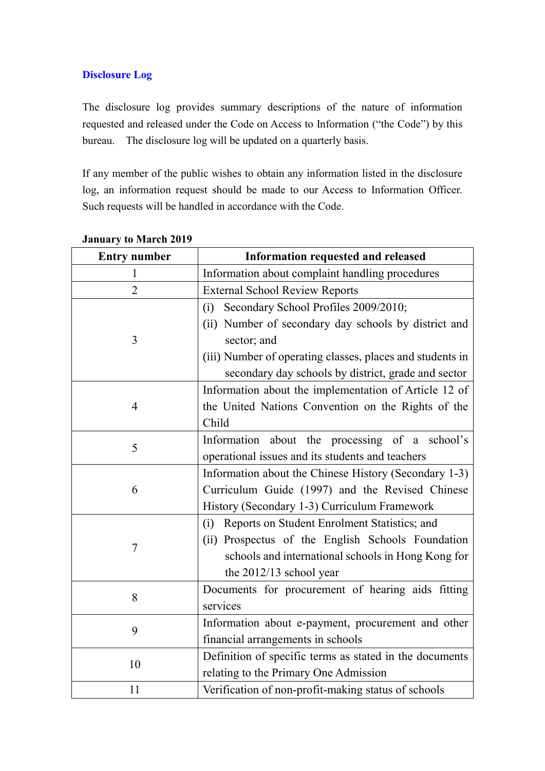## Disclosure Log

The disclosure log provides summary descriptions of the nature of information requested and released under the Code on Access to Information ("the Code") by this bureau. The disclosure log will be updated on a quarterly basis.

If any member of the public wishes to obtain any information listed in the disclosure log, an information request should be made to our Access to Information Officer. Such requests will be handled in accordance with the Code.

**January to March 2019**

| Entry number | Information requested and released |
|---|---|
| 1 | Information about complaint handling procedures |
| 2 | External School Review Reports |
| 3 | (i) Secondary School Profiles 2009/2010;<br>(ii) Number of secondary day schools by district and sector; and<br>(iii) Number of operating classes, places and students in secondary day schools by district, grade and sector |
| 4 | Information about the implementation of Article 12 of the United Nations Convention on the Rights of the Child |
| 5 | Information about the processing of a school's operational issues and its students and teachers |
| 6 | Information about the Chinese History (Secondary 1-3) Curriculum Guide (1997) and the Revised Chinese History (Secondary 1-3) Curriculum Framework |
| 7 | (i) Reports on Student Enrolment Statistics; and<br>(ii) Prospectus of the English Schools Foundation schools and international schools in Hong Kong for the 2012/13 school year |
| 8 | Documents for procurement of hearing aids fitting services |
| 9 | Information about e-payment, procurement and other financial arrangements in schools |
| 10 | Definition of specific terms as stated in the documents relating to the Primary One Admission |
| 11 | Verification of non-profit-making status of schools |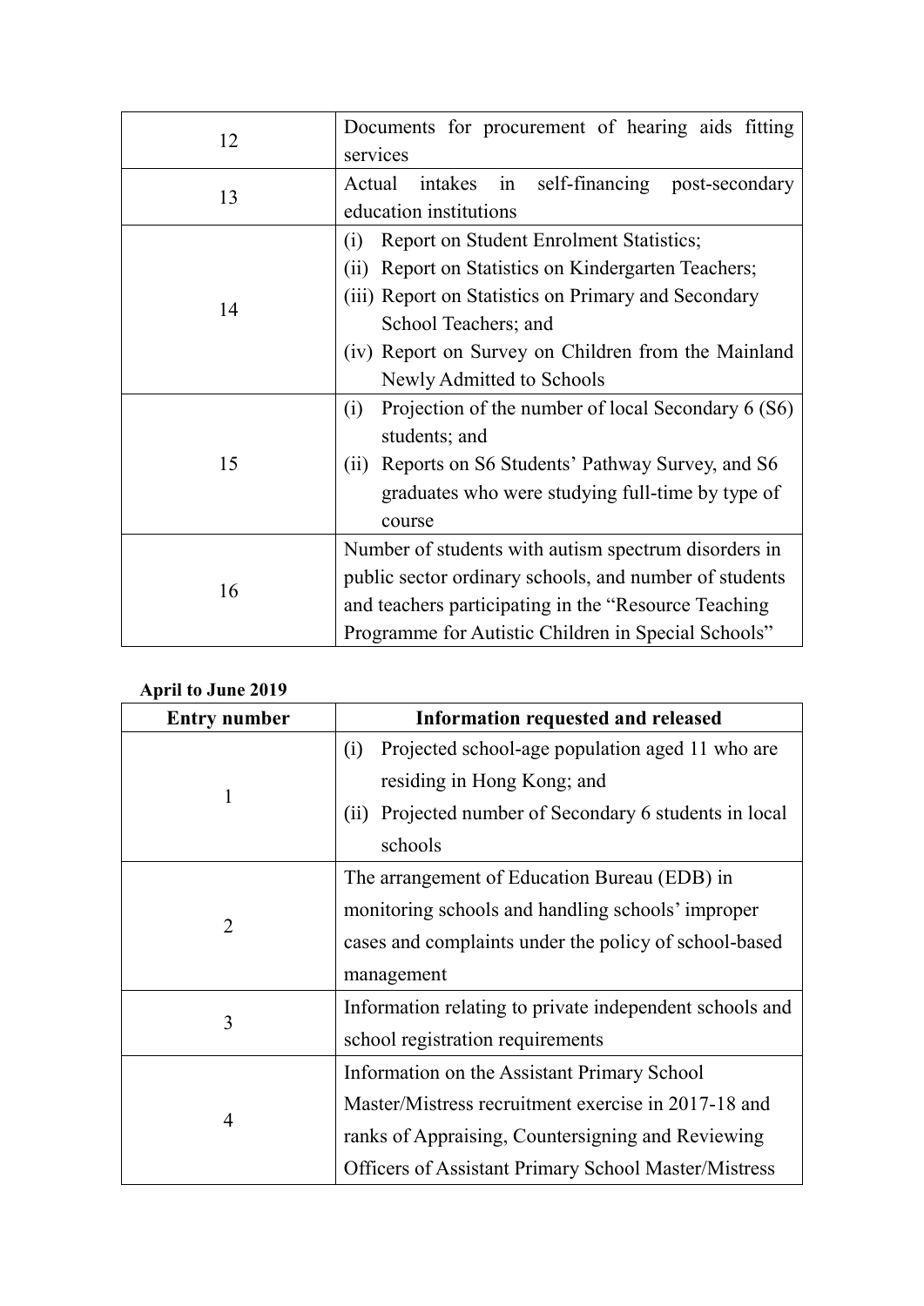| | |
|---|---|
| 12 | Documents for procurement of hearing aids fitting services |
| 13 | Actual intakes in self-financing post-secondary education institutions |
| 14 | (i) Report on Student Enrolment Statistics;<br>(ii) Report on Statistics on Kindergarten Teachers;<br>(iii) Report on Statistics on Primary and Secondary School Teachers; and<br>(iv) Report on Survey on Children from the Mainland Newly Admitted to Schools |
| 15 | (i) Projection of the number of local Secondary 6 (S6) students; and<br>(ii) Reports on S6 Students' Pathway Survey, and S6 graduates who were studying full-time by type of course |
| 16 | Number of students with autism spectrum disorders in public sector ordinary schools, and number of students and teachers participating in the "Resource Teaching Programme for Autistic Children in Special Schools" |

**April to June 2019**

| Entry number | Information requested and released |
|---|---|
| 1 | (i) Projected school-age population aged 11 who are residing in Hong Kong; and<br>(ii) Projected number of Secondary 6 students in local schools |
| 2 | The arrangement of Education Bureau (EDB) in monitoring schools and handling schools' improper cases and complaints under the policy of school-based management |
| 3 | Information relating to private independent schools and school registration requirements |
| 4 | Information on the Assistant Primary School Master/Mistress recruitment exercise in 2017-18 and ranks of Appraising, Countersigning and Reviewing Officers of Assistant Primary School Master/Mistress |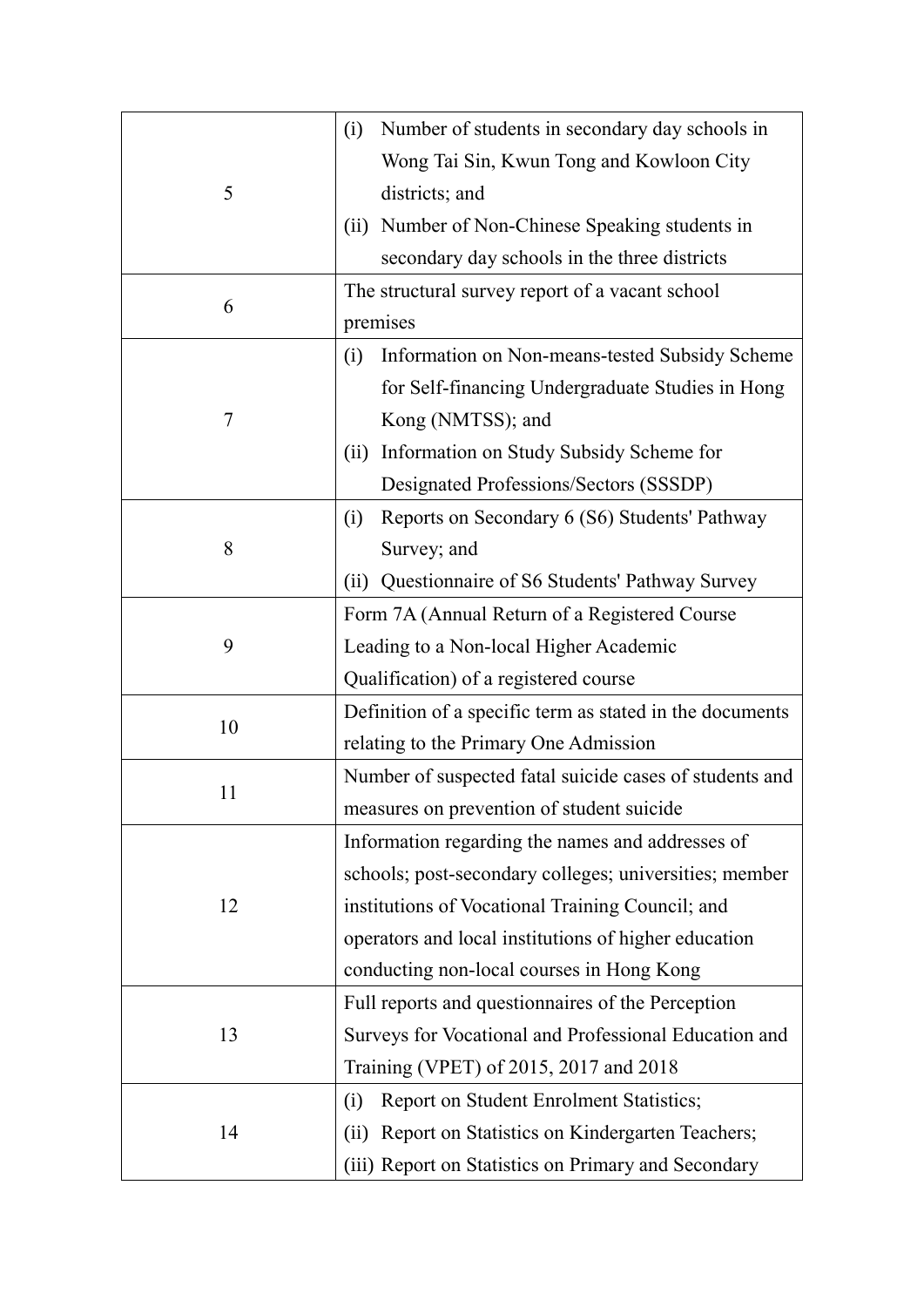| | |
|---|---|
| 5 | (i) Number of students in secondary day schools in Wong Tai Sin, Kwun Tong and Kowloon City districts; and<br>(ii) Number of Non-Chinese Speaking students in secondary day schools in the three districts |
| 6 | The structural survey report of a vacant school premises |
| 7 | (i) Information on Non-means-tested Subsidy Scheme for Self-financing Undergraduate Studies in Hong Kong (NMTSS); and<br>(ii) Information on Study Subsidy Scheme for Designated Professions/Sectors (SSSDP) |
| 8 | (i) Reports on Secondary 6 (S6) Students' Pathway Survey; and<br>(ii) Questionnaire of S6 Students' Pathway Survey |
| 9 | Form 7A (Annual Return of a Registered Course Leading to a Non-local Higher Academic Qualification) of a registered course |
| 10 | Definition of a specific term as stated in the documents relating to the Primary One Admission |
| 11 | Number of suspected fatal suicide cases of students and measures on prevention of student suicide |
| 12 | Information regarding the names and addresses of schools; post-secondary colleges; universities; member institutions of Vocational Training Council; and operators and local institutions of higher education conducting non-local courses in Hong Kong |
| 13 | Full reports and questionnaires of the Perception Surveys for Vocational and Professional Education and Training (VPET) of 2015, 2017 and 2018 |
| 14 | (i) Report on Student Enrolment Statistics;<br>(ii) Report on Statistics on Kindergarten Teachers;<br>(iii) Report on Statistics on Primary and Secondary |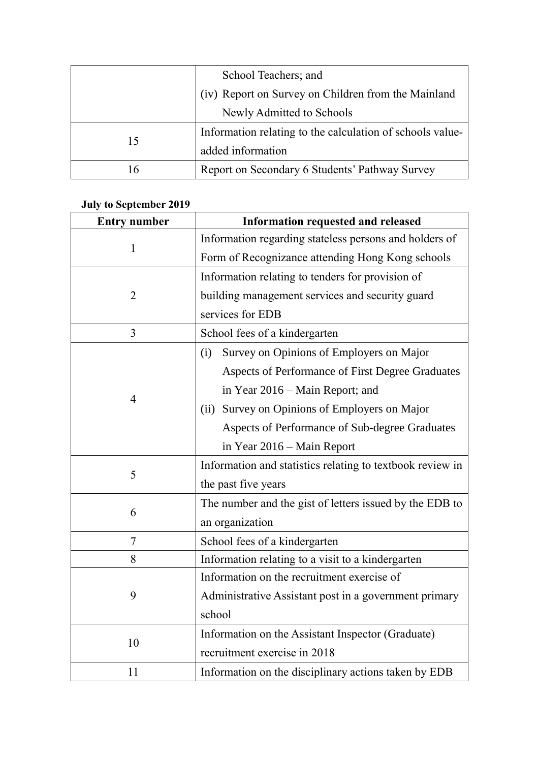| | |
|---|---|
| | School Teachers; and<br>(iv) Report on Survey on Children from the Mainland Newly Admitted to Schools |
| 15 | Information relating to the calculation of schools value-added information |
| 16 | Report on Secondary 6 Students' Pathway Survey |

**July to September 2019**

| Entry number | Information requested and released |
|---|---|
| 1 | Information regarding stateless persons and holders of Form of Recognizance attending Hong Kong schools |
| 2 | Information relating to tenders for provision of building management services and security guard services for EDB |
| 3 | School fees of a kindergarten |
| 4 | (i) Survey on Opinions of Employers on Major Aspects of Performance of First Degree Graduates in Year 2016 – Main Report; and<br>(ii) Survey on Opinions of Employers on Major Aspects of Performance of Sub-degree Graduates in Year 2016 – Main Report |
| 5 | Information and statistics relating to textbook review in the past five years |
| 6 | The number and the gist of letters issued by the EDB to an organization |
| 7 | School fees of a kindergarten |
| 8 | Information relating to a visit to a kindergarten |
| 9 | Information on the recruitment exercise of Administrative Assistant post in a government primary school |
| 10 | Information on the Assistant Inspector (Graduate) recruitment exercise in 2018 |
| 11 | Information on the disciplinary actions taken by EDB |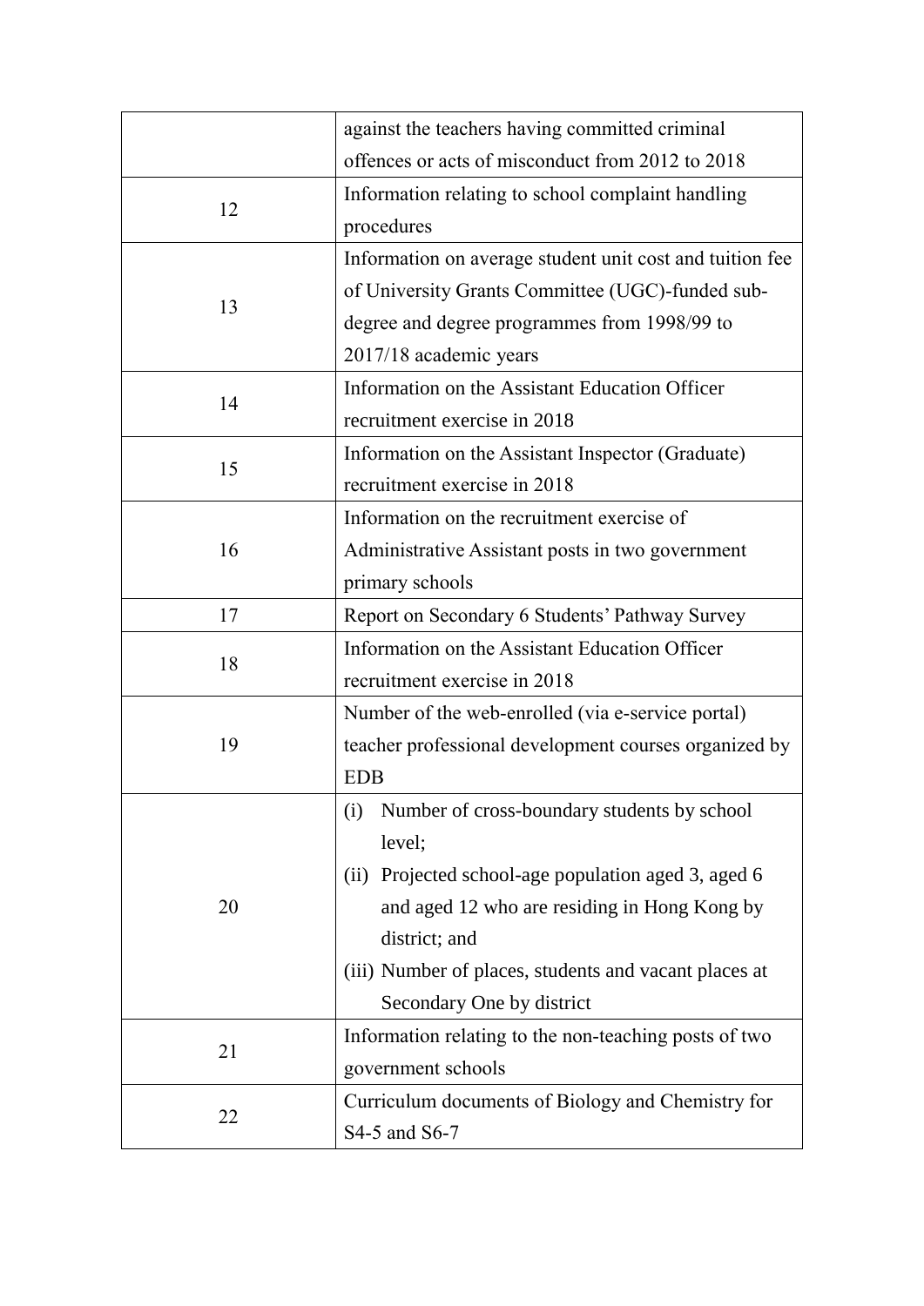| | |
|---|---|
| | against the teachers having committed criminal offences or acts of misconduct from 2012 to 2018 |
| 12 | Information relating to school complaint handling procedures |
| 13 | Information on average student unit cost and tuition fee of University Grants Committee (UGC)-funded sub-degree and degree programmes from 1998/99 to 2017/18 academic years |
| 14 | Information on the Assistant Education Officer recruitment exercise in 2018 |
| 15 | Information on the Assistant Inspector (Graduate) recruitment exercise in 2018 |
| 16 | Information on the recruitment exercise of Administrative Assistant posts in two government primary schools |
| 17 | Report on Secondary 6 Students' Pathway Survey |
| 18 | Information on the Assistant Education Officer recruitment exercise in 2018 |
| 19 | Number of the web-enrolled (via e-service portal) teacher professional development courses organized by EDB |
| 20 | (i) Number of cross-boundary students by school level; (ii) Projected school-age population aged 3, aged 6 and aged 12 who are residing in Hong Kong by district; and (iii) Number of places, students and vacant places at Secondary One by district |
| 21 | Information relating to the non-teaching posts of two government schools |
| 22 | Curriculum documents of Biology and Chemistry for S4-5 and S6-7 |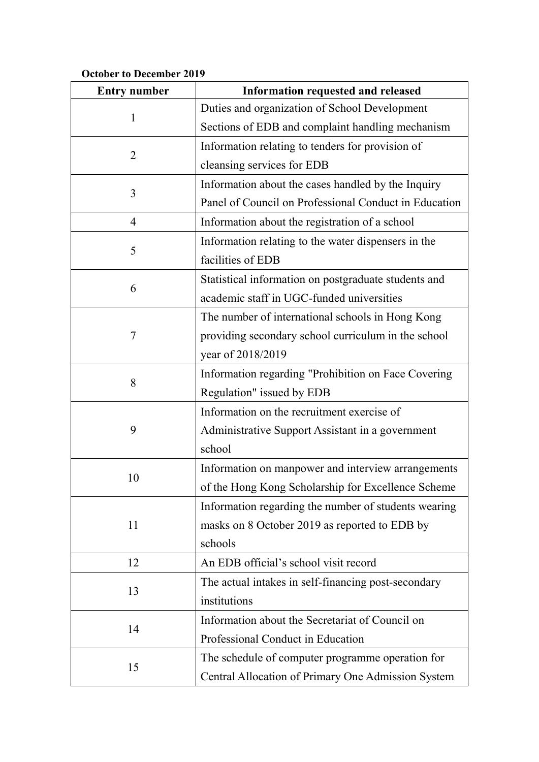**October to December 2019**

| Entry number | Information requested and released |
|---|---|
| 1 | Duties and organization of School Development Sections of EDB and complaint handling mechanism |
| 2 | Information relating to tenders for provision of cleansing services for EDB |
| 3 | Information about the cases handled by the Inquiry Panel of Council on Professional Conduct in Education |
| 4 | Information about the registration of a school |
| 5 | Information relating to the water dispensers in the facilities of EDB |
| 6 | Statistical information on postgraduate students and academic staff in UGC-funded universities |
| 7 | The number of international schools in Hong Kong providing secondary school curriculum in the school year of 2018/2019 |
| 8 | Information regarding "Prohibition on Face Covering Regulation" issued by EDB |
| 9 | Information on the recruitment exercise of Administrative Support Assistant in a government school |
| 10 | Information on manpower and interview arrangements of the Hong Kong Scholarship for Excellence Scheme |
| 11 | Information regarding the number of students wearing masks on 8 October 2019 as reported to EDB by schools |
| 12 | An EDB official's school visit record |
| 13 | The actual intakes in self-financing post-secondary institutions |
| 14 | Information about the Secretariat of Council on Professional Conduct in Education |
| 15 | The schedule of computer programme operation for Central Allocation of Primary One Admission System |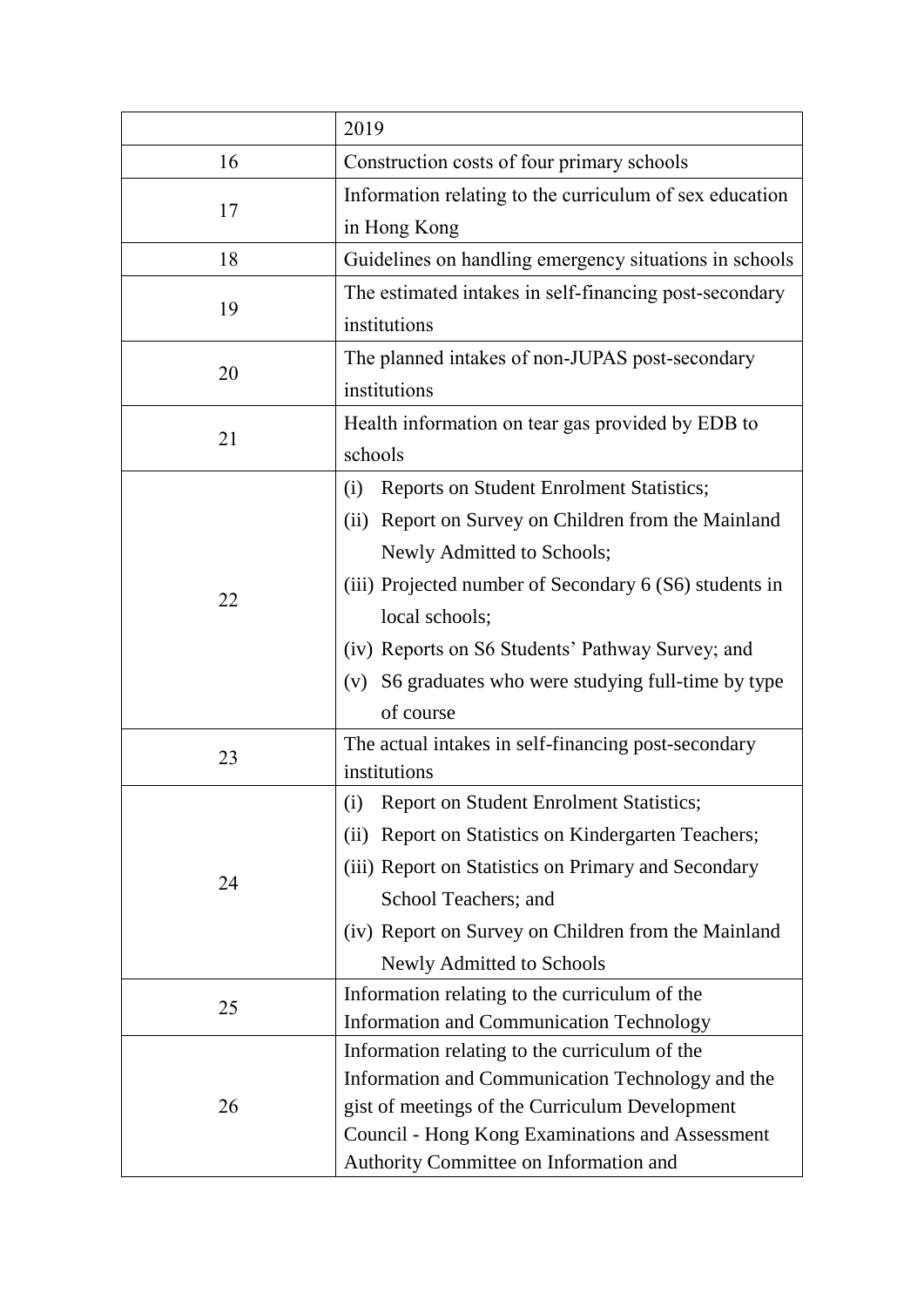| | 2019 |
|---|---|
| 16 | Construction costs of four primary schools |
| 17 | Information relating to the curriculum of sex education in Hong Kong |
| 18 | Guidelines on handling emergency situations in schools |
| 19 | The estimated intakes in self-financing post-secondary institutions |
| 20 | The planned intakes of non-JUPAS post-secondary institutions |
| 21 | Health information on tear gas provided by EDB to schools |
| 22 | (i) Reports on Student Enrolment Statistics;<br>(ii) Report on Survey on Children from the Mainland Newly Admitted to Schools;<br>(iii) Projected number of Secondary 6 (S6) students in local schools;<br>(iv) Reports on S6 Students' Pathway Survey; and<br>(v) S6 graduates who were studying full-time by type of course |
| 23 | The actual intakes in self-financing post-secondary institutions |
| 24 | (i) Report on Student Enrolment Statistics;<br>(ii) Report on Statistics on Kindergarten Teachers;<br>(iii) Report on Statistics on Primary and Secondary School Teachers; and<br>(iv) Report on Survey on Children from the Mainland Newly Admitted to Schools |
| 25 | Information relating to the curriculum of the Information and Communication Technology |
| 26 | Information relating to the curriculum of the Information and Communication Technology and the gist of meetings of the Curriculum Development Council - Hong Kong Examinations and Assessment Authority Committee on Information and |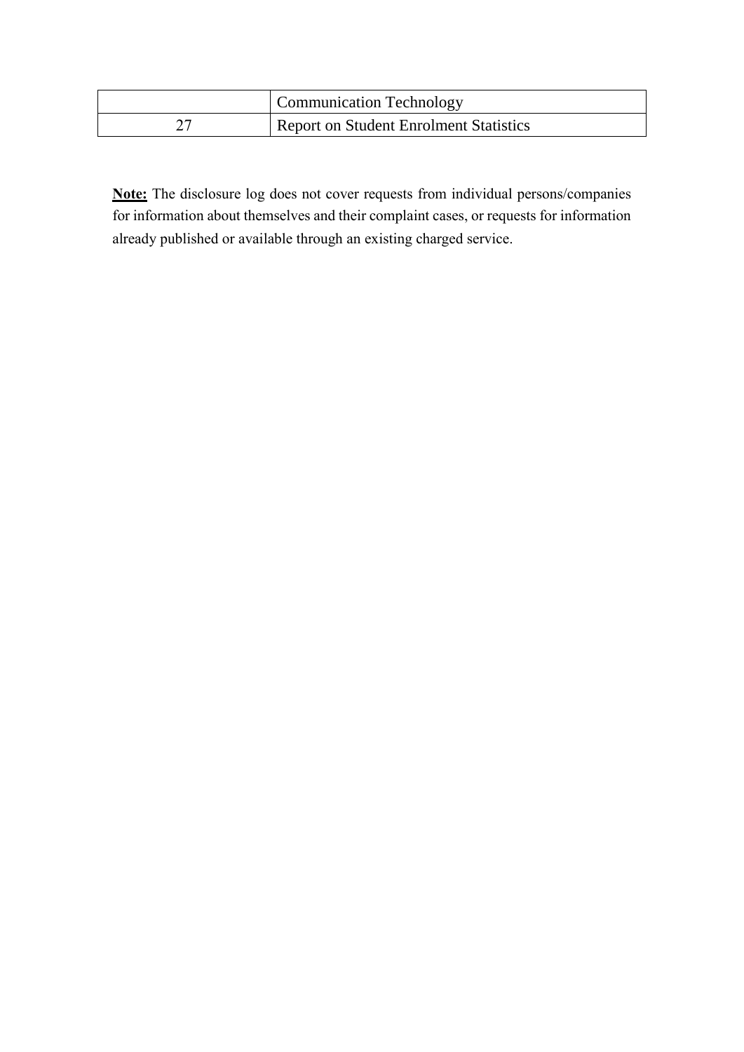| | |
|---|---|
| | Communication Technology |
| 27 | Report on Student Enrolment Statistics |

**<u>Note:</u>** The disclosure log does not cover requests from individual persons/companies for information about themselves and their complaint cases, or requests for information already published or available through an existing charged service.